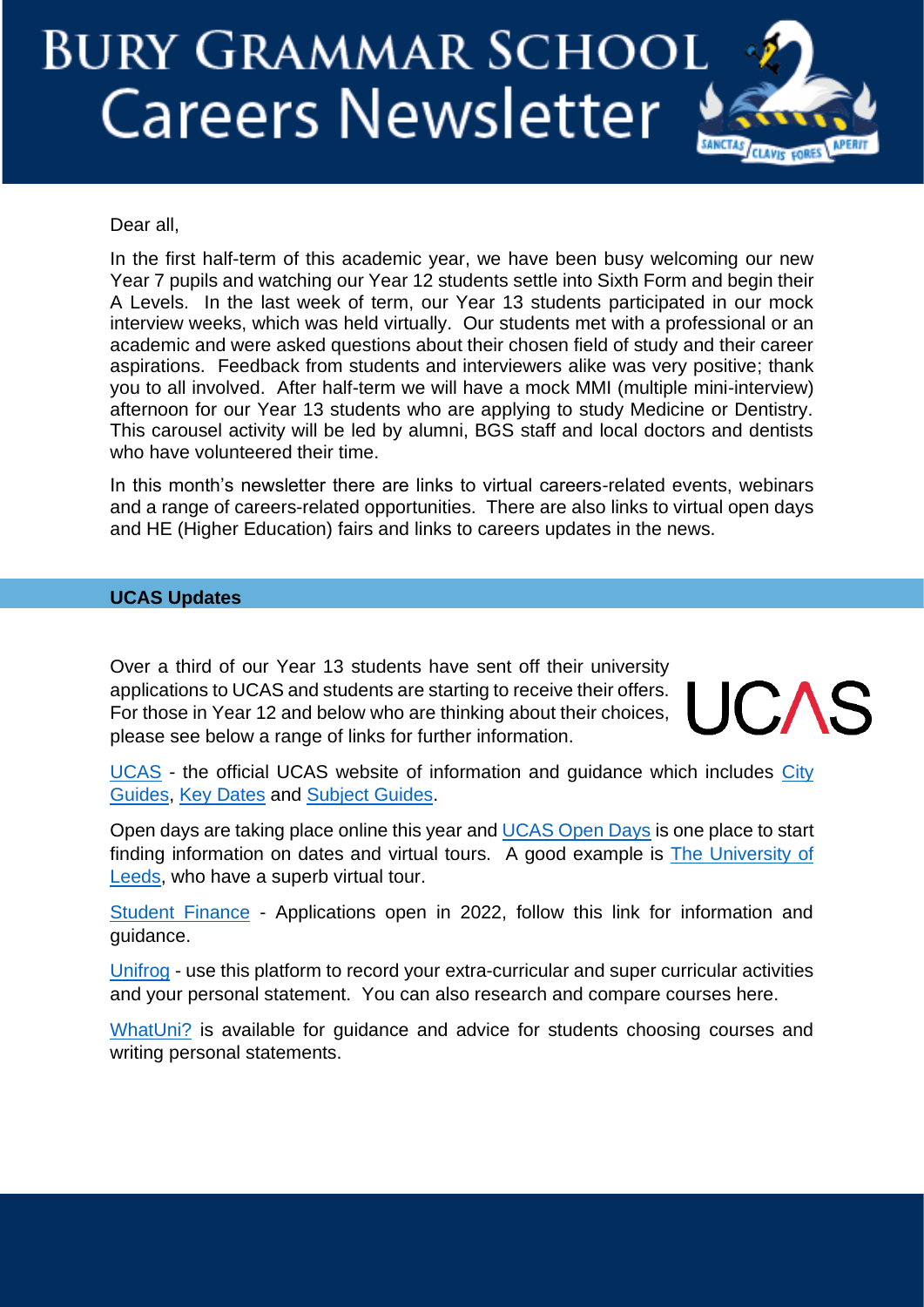# BURY GRAMMAR SCHOOL
# Careers Newsletter

Dear all,

In the first half-term of this academic year, we have been busy welcoming our new Year 7 pupils and watching our Year 12 students settle into Sixth Form and begin their A Levels. In the last week of term, our Year 13 students participated in our mock interview weeks, which was held virtually. Our students met with a professional or an academic and were asked questions about their chosen field of study and their career aspirations. Feedback from students and interviewers alike was very positive; thank you to all involved. After half-term we will have a mock MMI (multiple mini-interview) afternoon for our Year 13 students who are applying to study Medicine or Dentistry. This carousel activity will be led by alumni, BGS staff and local doctors and dentists who have volunteered their time.

In this month's newsletter there are links to virtual careers-related events, webinars and a range of careers-related opportunities. There are also links to virtual open days and HE (Higher Education) fairs and links to careers updates in the news.

## UCAS Updates

Over a third of our Year 13 students have sent off their university applications to UCAS and students are starting to receive their offers. For those in Year 12 and below who are thinking about their choices, please see below a range of links for further information.

UCAS - the official UCAS website of information and guidance which includes City Guides, Key Dates and Subject Guides.

Open days are taking place online this year and UCAS Open Days is one place to start finding information on dates and virtual tours. A good example is The University of Leeds, who have a superb virtual tour.

Student Finance - Applications open in 2022, follow this link for information and guidance.

Unifrog - use this platform to record your extra-curricular and super curricular activities and your personal statement. You can also research and compare courses here.

WhatUni? is available for guidance and advice for students choosing courses and writing personal statements.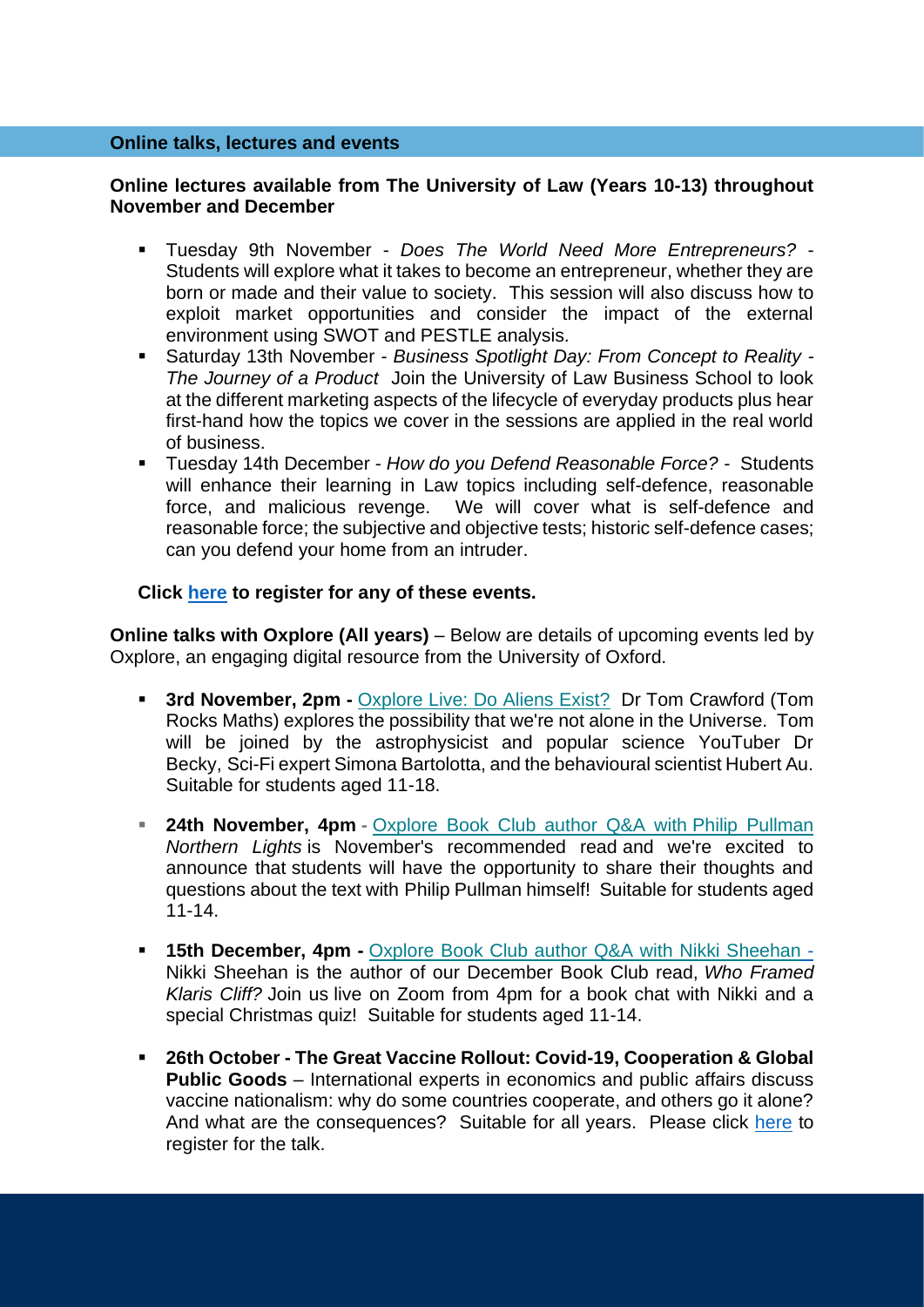## Online talks, lectures and events

**Online lectures available from The University of Law (Years 10-13) throughout November and December**

- Tuesday 9th November - *Does The World Need More Entrepreneurs?* - Students will explore what it takes to become an entrepreneur, whether they are born or made and their value to society. This session will also discuss how to exploit market opportunities and consider the impact of the external environment using SWOT and PESTLE analysis.
- Saturday 13th November - *Business Spotlight Day: From Concept to Reality - The Journey of a Product* Join the University of Law Business School to look at the different marketing aspects of the lifecycle of everyday products plus hear first-hand how the topics we cover in the sessions are applied in the real world of business.
- Tuesday 14th December - *How do you Defend Reasonable Force?* - Students will enhance their learning in Law topics including self-defence, reasonable force, and malicious revenge. We will cover what is self-defence and reasonable force; the subjective and objective tests; historic self-defence cases; can you defend your home from an intruder.

**Click here to register for any of these events.**

**Online talks with Oxplore (All years)** – Below are details of upcoming events led by Oxplore, an engaging digital resource from the University of Oxford.

- **3rd November, 2pm -** Oxplore Live: Do Aliens Exist? Dr Tom Crawford (Tom Rocks Maths) explores the possibility that we're not alone in the Universe. Tom will be joined by the astrophysicist and popular science YouTuber Dr Becky, Sci-Fi expert Simona Bartolotta, and the behavioural scientist Hubert Au. Suitable for students aged 11-18.
- **24th November, 4pm** - Oxplore Book Club author Q&A with Philip Pullman *Northern Lights* is November's recommended read and we're excited to announce that students will have the opportunity to share their thoughts and questions about the text with Philip Pullman himself! Suitable for students aged 11-14.
- **15th December, 4pm -** Oxplore Book Club author Q&A with Nikki Sheehan - Nikki Sheehan is the author of our December Book Club read, *Who Framed Klaris Cliff?* Join us live on Zoom from 4pm for a book chat with Nikki and a special Christmas quiz! Suitable for students aged 11-14.
- **26th October - The Great Vaccine Rollout: Covid-19, Cooperation & Global Public Goods** – International experts in economics and public affairs discuss vaccine nationalism: why do some countries cooperate, and others go it alone? And what are the consequences? Suitable for all years. Please click here to register for the talk.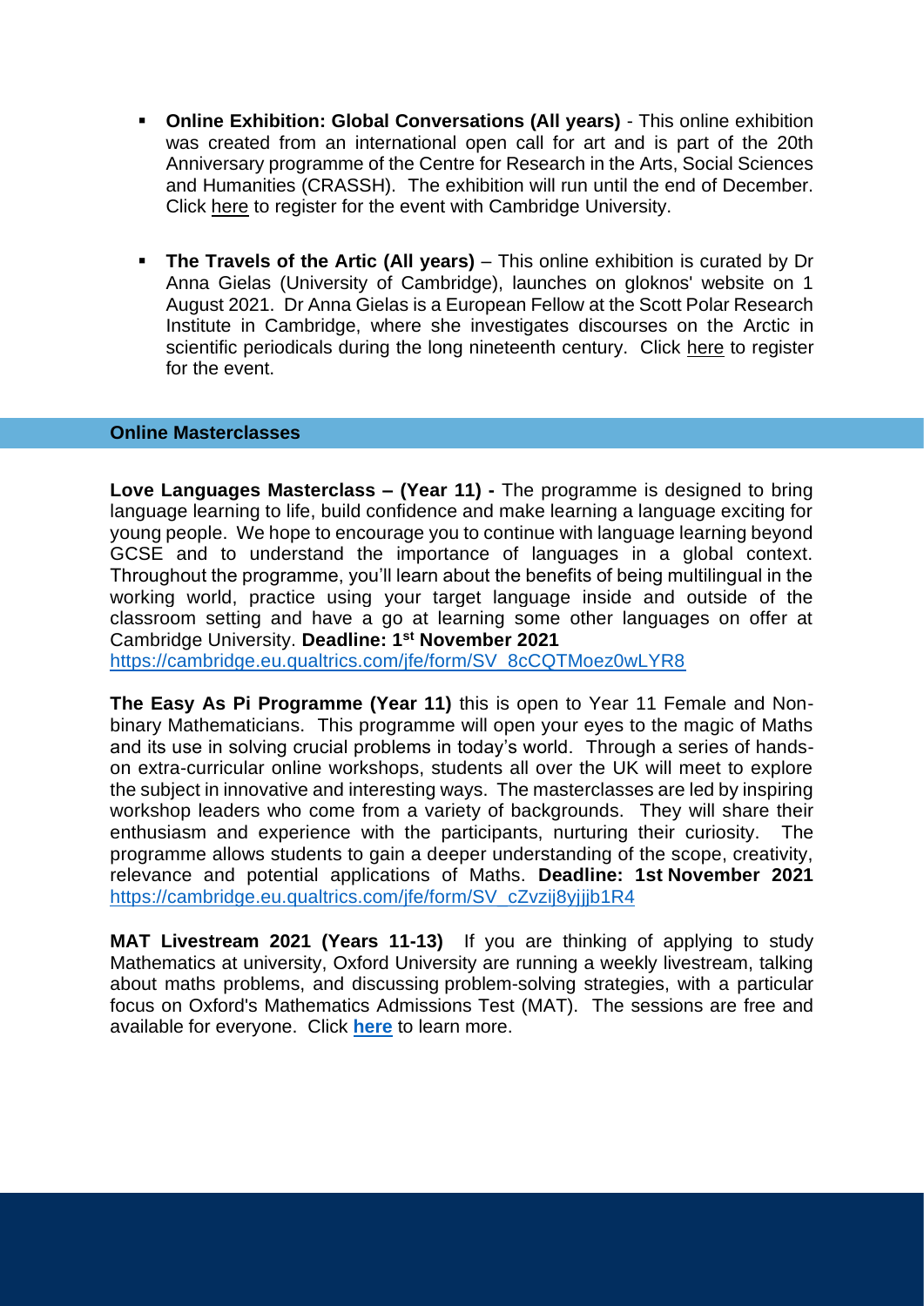- **Online Exhibition: Global Conversations (All years)** - This online exhibition was created from an international open call for art and is part of the 20th Anniversary programme of the Centre for Research in the Arts, Social Sciences and Humanities (CRASSH). The exhibition will run until the end of December. Click here to register for the event with Cambridge University.

- **The Travels of the Artic (All years)** – This online exhibition is curated by Dr Anna Gielas (University of Cambridge), launches on gloknos' website on 1 August 2021. Dr Anna Gielas is a European Fellow at the Scott Polar Research Institute in Cambridge, where she investigates discourses on the Arctic in scientific periodicals during the long nineteenth century. Click here to register for the event.

## Online Masterclasses

**Love Languages Masterclass – (Year 11) -** The programme is designed to bring language learning to life, build confidence and make learning a language exciting for young people. We hope to encourage you to continue with language learning beyond GCSE and to understand the importance of languages in a global context. Throughout the programme, you'll learn about the benefits of being multilingual in the working world, practice using your target language inside and outside of the classroom setting and have a go at learning some other languages on offer at Cambridge University. **Deadline: 1st November 2021**
https://cambridge.eu.qualtrics.com/jfe/form/SV_8cCQTMoez0wLYR8

**The Easy As Pi Programme (Year 11)** this is open to Year 11 Female and Non-binary Mathematicians. This programme will open your eyes to the magic of Maths and its use in solving crucial problems in today's world. Through a series of hands-on extra-curricular online workshops, students all over the UK will meet to explore the subject in innovative and interesting ways. The masterclasses are led by inspiring workshop leaders who come from a variety of backgrounds. They will share their enthusiasm and experience with the participants, nurturing their curiosity. The programme allows students to gain a deeper understanding of the scope, creativity, relevance and potential applications of Maths. **Deadline: 1st November 2021**
https://cambridge.eu.qualtrics.com/jfe/form/SV_cZvzij8yjjjb1R4

**MAT Livestream 2021 (Years 11-13)** If you are thinking of applying to study Mathematics at university, Oxford University are running a weekly livestream, talking about maths problems, and discussing problem-solving strategies, with a particular focus on Oxford's Mathematics Admissions Test (MAT). The sessions are free and available for everyone. Click **here** to learn more.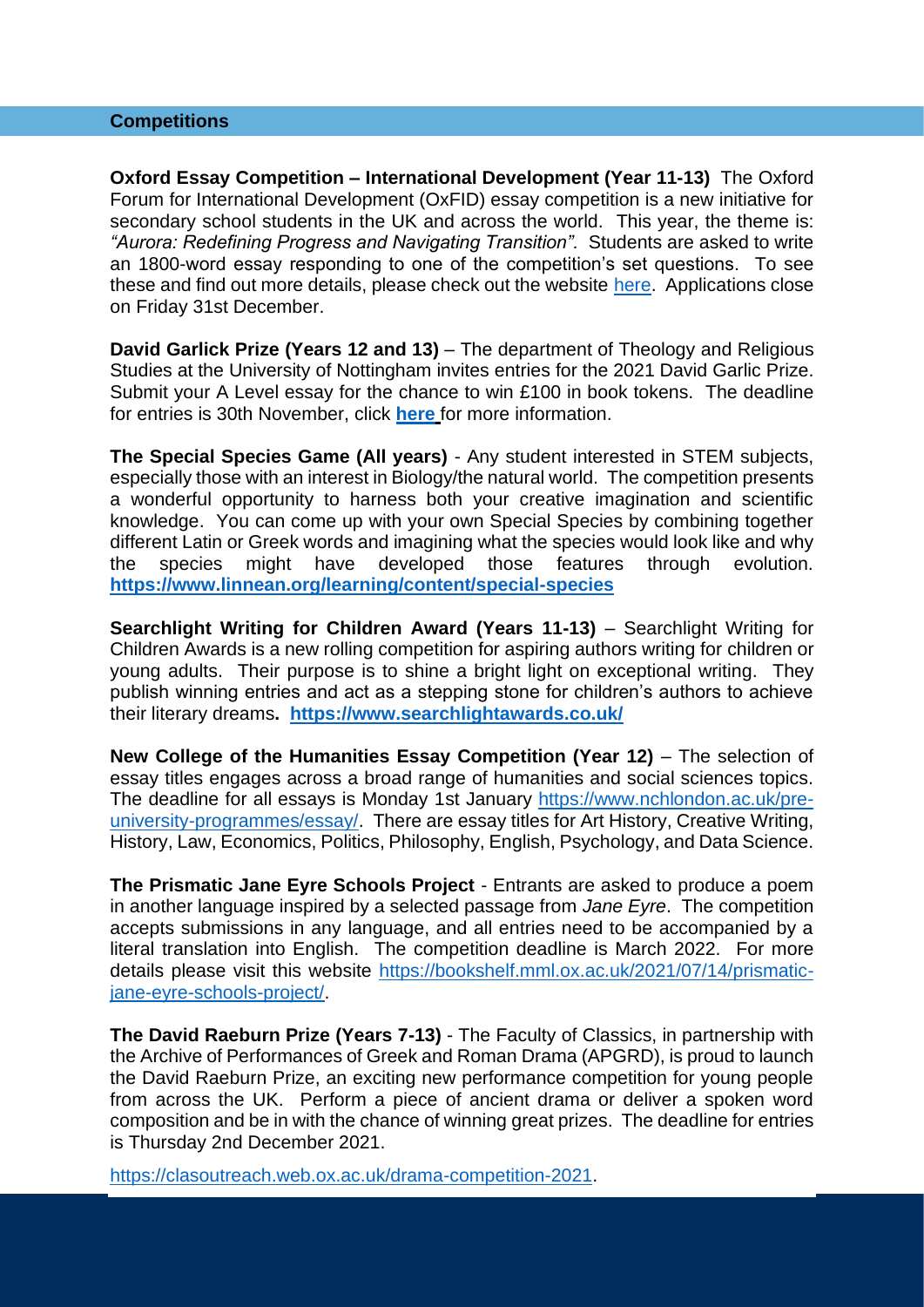## Competitions

**Oxford Essay Competition – International Development (Year 11-13)** The Oxford Forum for International Development (OxFID) essay competition is a new initiative for secondary school students in the UK and across the world. This year, the theme is: *"Aurora: Redefining Progress and Navigating Transition".* Students are asked to write an 1800-word essay responding to one of the competition's set questions. To see these and find out more details, please check out the website here. Applications close on Friday 31st December.

**David Garlick Prize (Years 12 and 13)** – The department of Theology and Religious Studies at the University of Nottingham invites entries for the 2021 David Garlic Prize. Submit your A Level essay for the chance to win £100 in book tokens. The deadline for entries is 30th November, click **here** for more information.

**The Special Species Game (All years)** - Any student interested in STEM subjects, especially those with an interest in Biology/the natural world. The competition presents a wonderful opportunity to harness both your creative imagination and scientific knowledge. You can come up with your own Special Species by combining together different Latin or Greek words and imagining what the species would look like and why the species might have developed those features through evolution. **https://www.linnean.org/learning/content/special-species**

**Searchlight Writing for Children Award (Years 11-13)** – Searchlight Writing for Children Awards is a new rolling competition for aspiring authors writing for children or young adults. Their purpose is to shine a bright light on exceptional writing. They publish winning entries and act as a stepping stone for children's authors to achieve their literary dreams**. https://www.searchlightawards.co.uk/**

**New College of the Humanities Essay Competition (Year 12)** – The selection of essay titles engages across a broad range of humanities and social sciences topics. The deadline for all essays is Monday 1st January https://www.nchlondon.ac.uk/pre-university-programmes/essay/. There are essay titles for Art History, Creative Writing, History, Law, Economics, Politics, Philosophy, English, Psychology, and Data Science.

**The Prismatic Jane Eyre Schools Project** - Entrants are asked to produce a poem in another language inspired by a selected passage from *Jane Eyre*. The competition accepts submissions in any language, and all entries need to be accompanied by a literal translation into English. The competition deadline is March 2022. For more details please visit this website https://bookshelf.mml.ox.ac.uk/2021/07/14/prismatic-jane-eyre-schools-project/.

**The David Raeburn Prize (Years 7-13)** - The Faculty of Classics, in partnership with the Archive of Performances of Greek and Roman Drama (APGRD), is proud to launch the David Raeburn Prize, an exciting new performance competition for young people from across the UK. Perform a piece of ancient drama or deliver a spoken word composition and be in with the chance of winning great prizes. The deadline for entries is Thursday 2nd December 2021.

https://clasoutreach.web.ox.ac.uk/drama-competition-2021.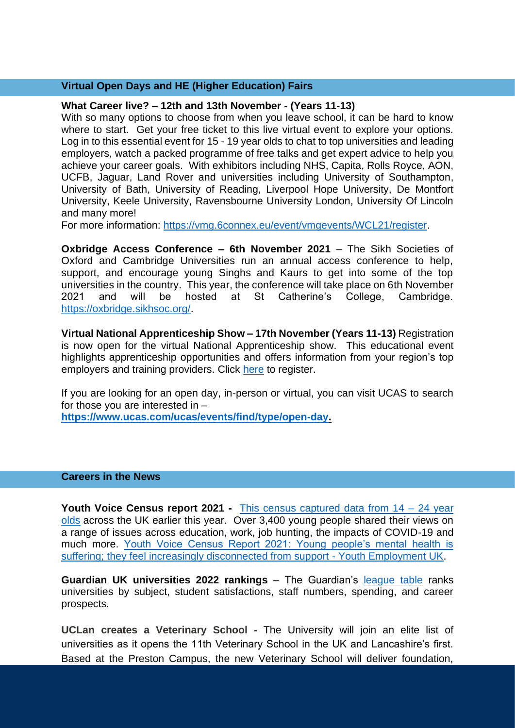## Virtual Open Days and HE (Higher Education) Fairs

**What Career live? – 12th and 13th November - (Years 11-13)**
With so many options to choose from when you leave school, it can be hard to know where to start. Get your free ticket to this live virtual event to explore your options. Log in to this essential event for 15 - 19 year olds to chat to top universities and leading employers, watch a packed programme of free talks and get expert advice to help you achieve your career goals. With exhibitors including NHS, Capita, Rolls Royce, AON, UCFB, Jaguar, Land Rover and universities including University of Southampton, University of Bath, University of Reading, Liverpool Hope University, De Montfort University, Keele University, Ravensbourne University London, University Of Lincoln and many more!
For more information: https://vmg.6connex.eu/event/vmgevents/WCL21/register.

**Oxbridge Access Conference – 6th November 2021** – The Sikh Societies of Oxford and Cambridge Universities run an annual access conference to help, support, and encourage young Singhs and Kaurs to get into some of the top universities in the country. This year, the conference will take place on 6th November 2021 and will be hosted at St Catherine's College, Cambridge. https://oxbridge.sikhsoc.org/.

**Virtual National Apprenticeship Show – 17th November (Years 11-13)** Registration is now open for the virtual National Apprenticeship show. This educational event highlights apprenticeship opportunities and offers information from your region's top employers and training providers. Click here to register.

If you are looking for an open day, in-person or virtual, you can visit UCAS to search for those you are interested in –
**https://www.ucas.com/ucas/events/find/type/open-day.**

## Careers in the News

**Youth Voice Census report 2021 -** This census captured data from 14 – 24 year olds across the UK earlier this year. Over 3,400 young people shared their views on a range of issues across education, work, job hunting, the impacts of COVID-19 and much more. Youth Voice Census Report 2021: Young people's mental health is suffering; they feel increasingly disconnected from support - Youth Employment UK.

**Guardian UK universities 2022 rankings** – The Guardian's league table ranks universities by subject, student satisfactions, staff numbers, spending, and career prospects.

**UCLan creates a Veterinary School -** The University will join an elite list of universities as it opens the 11th Veterinary School in the UK and Lancashire's first. Based at the Preston Campus, the new Veterinary School will deliver foundation,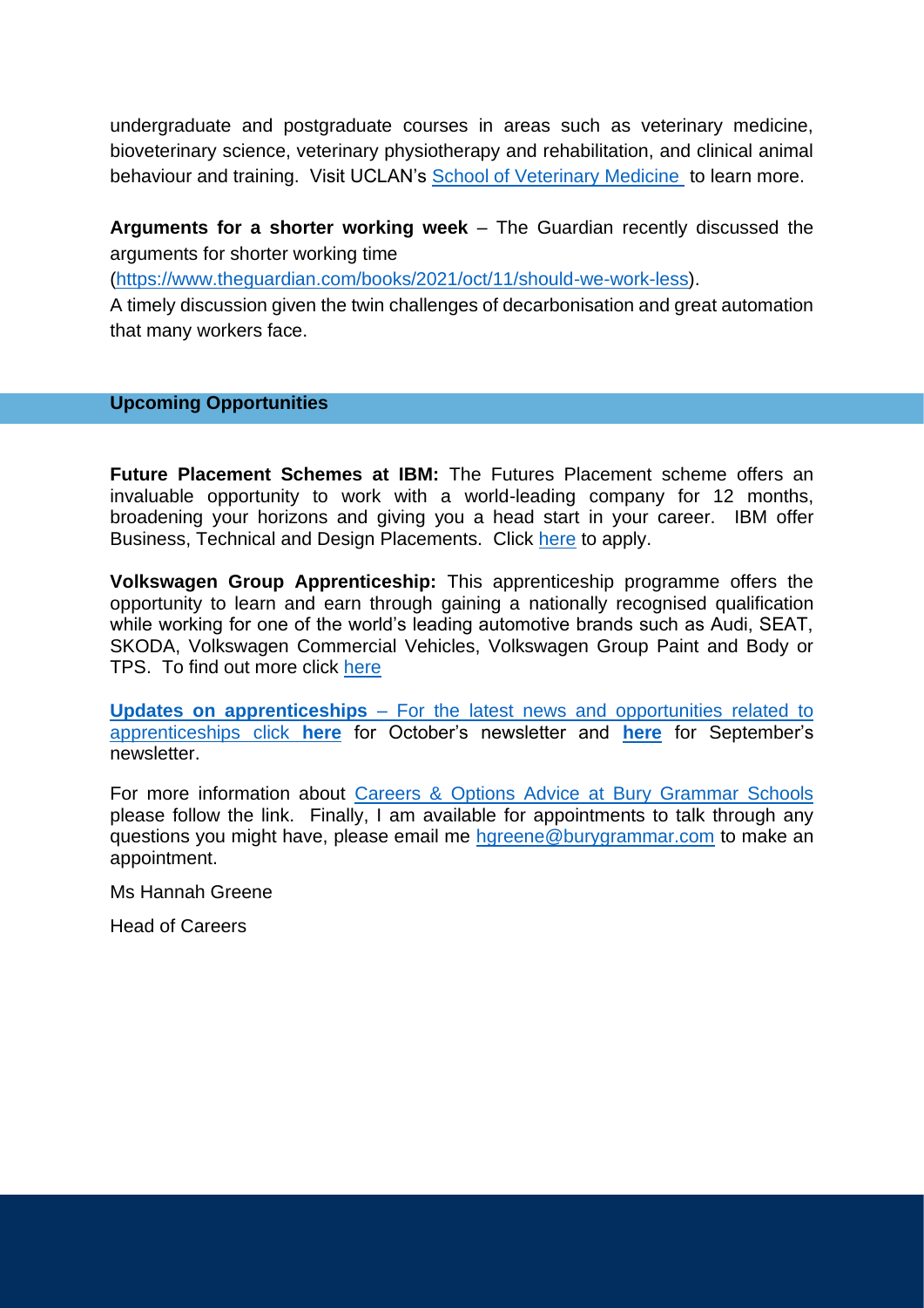undergraduate and postgraduate courses in areas such as veterinary medicine, bioveterinary science, veterinary physiotherapy and rehabilitation, and clinical animal behaviour and training. Visit UCLAN's School of Veterinary Medicine to learn more.

**Arguments for a shorter working week** – The Guardian recently discussed the arguments for shorter working time (https://www.theguardian.com/books/2021/oct/11/should-we-work-less). A timely discussion given the twin challenges of decarbonisation and great automation that many workers face.

## Upcoming Opportunities

**Future Placement Schemes at IBM:** The Futures Placement scheme offers an invaluable opportunity to work with a world-leading company for 12 months, broadening your horizons and giving you a head start in your career. IBM offer Business, Technical and Design Placements. Click here to apply.

**Volkswagen Group Apprenticeship:** This apprenticeship programme offers the opportunity to learn and earn through gaining a nationally recognised qualification while working for one of the world's leading automotive brands such as Audi, SEAT, SKODA, Volkswagen Commercial Vehicles, Volkswagen Group Paint and Body or TPS. To find out more click here

**Updates on apprenticeships** – For the latest news and opportunities related to apprenticeships click **here** for October's newsletter and **here** for September's newsletter.

For more information about Careers & Options Advice at Bury Grammar Schools please follow the link. Finally, I am available for appointments to talk through any questions you might have, please email me hgreene@burygrammar.com to make an appointment.

Ms Hannah Greene

Head of Careers